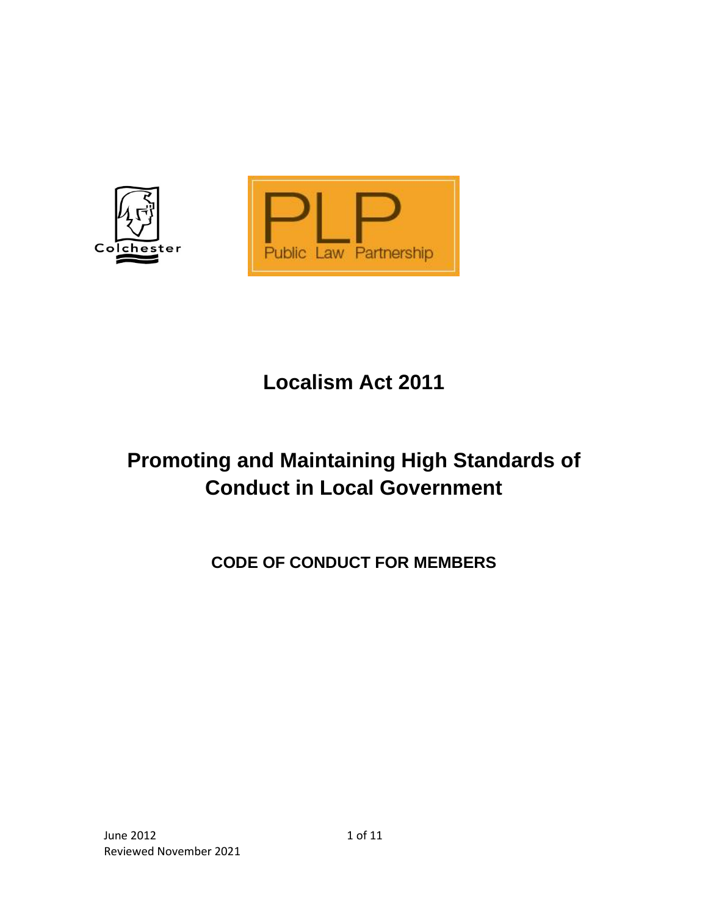# Localism Act 2011

# Promoting and Maintaining High Standards of Conduct in Local Government

## CODE OF CONDUCT FOR MEMBERS

June 2012
Reviewed November 2021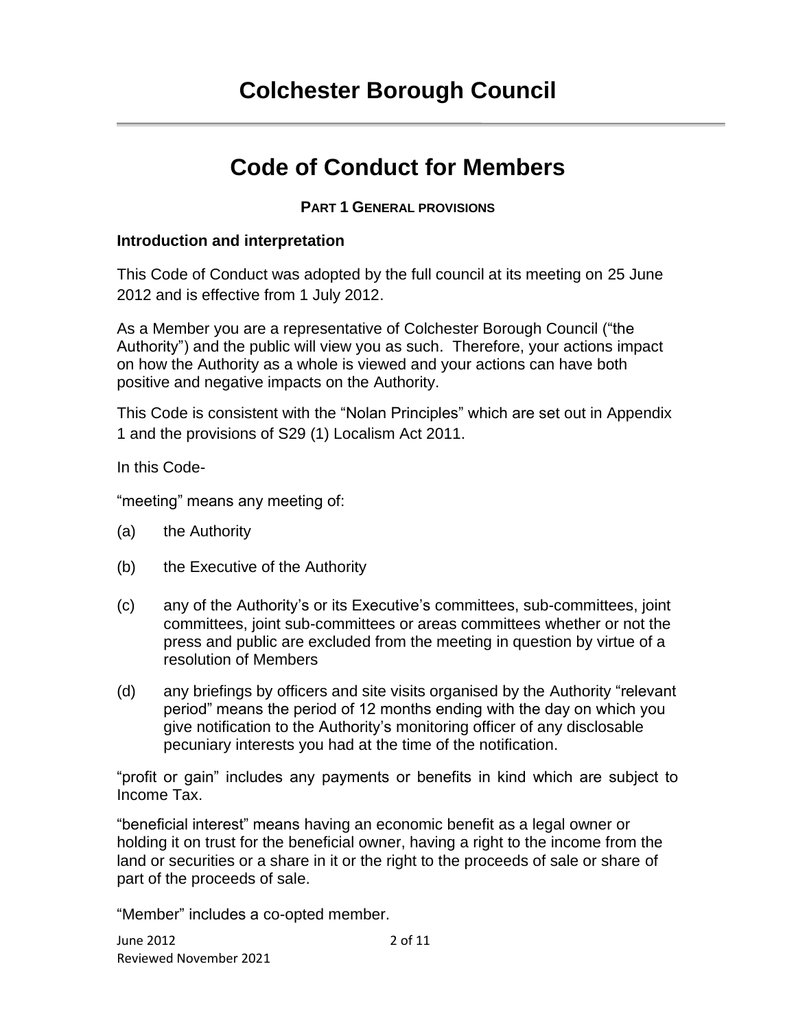# Colchester Borough Council

# Code of Conduct for Members

**PART 1 GENERAL PROVISIONS**

### Introduction and interpretation

This Code of Conduct was adopted by the full council at its meeting on 25 June 2012 and is effective from 1 July 2012.

As a Member you are a representative of Colchester Borough Council ("the Authority") and the public will view you as such. Therefore, your actions impact on how the Authority as a whole is viewed and your actions can have both positive and negative impacts on the Authority.

This Code is consistent with the "Nolan Principles" which are set out in Appendix 1 and the provisions of S29 (1) Localism Act 2011.

In this Code-

"meeting" means any meeting of:

(a) the Authority

(b) the Executive of the Authority

(c) any of the Authority's or its Executive's committees, sub-committees, joint committees, joint sub-committees or areas committees whether or not the press and public are excluded from the meeting in question by virtue of a resolution of Members

(d) any briefings by officers and site visits organised by the Authority "relevant period" means the period of 12 months ending with the day on which you give notification to the Authority's monitoring officer of any disclosable pecuniary interests you had at the time of the notification.

"profit or gain" includes any payments or benefits in kind which are subject to Income Tax.

"beneficial interest" means having an economic benefit as a legal owner or holding it on trust for the beneficial owner, having a right to the income from the land or securities or a share in it or the right to the proceeds of sale or share of part of the proceeds of sale.

"Member" includes a co-opted member.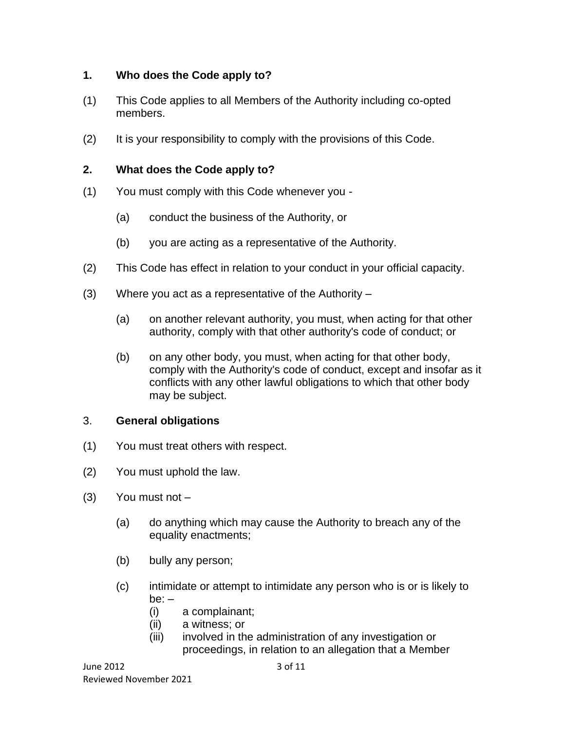## 1. Who does the Code apply to?

(1) This Code applies to all Members of the Authority including co-opted members.

(2) It is your responsibility to comply with the provisions of this Code.

## 2. What does the Code apply to?

(1) You must comply with this Code whenever you -

  (a) conduct the business of the Authority, or

  (b) you are acting as a representative of the Authority.

(2) This Code has effect in relation to your conduct in your official capacity.

(3) Where you act as a representative of the Authority –

  (a) on another relevant authority, you must, when acting for that other authority, comply with that other authority's code of conduct; or

  (b) on any other body, you must, when acting for that other body, comply with the Authority's code of conduct, except and insofar as it conflicts with any other lawful obligations to which that other body may be subject.

## 3. **General obligations**

(1) You must treat others with respect.

(2) You must uphold the law.

(3) You must not –

  (a) do anything which may cause the Authority to breach any of the equality enactments;

  (b) bully any person;

  (c) intimidate or attempt to intimidate any person who is or is likely to be: –
    (i) a complainant;
    (ii) a witness; or
    (iii) involved in the administration of any investigation or proceedings, in relation to an allegation that a Member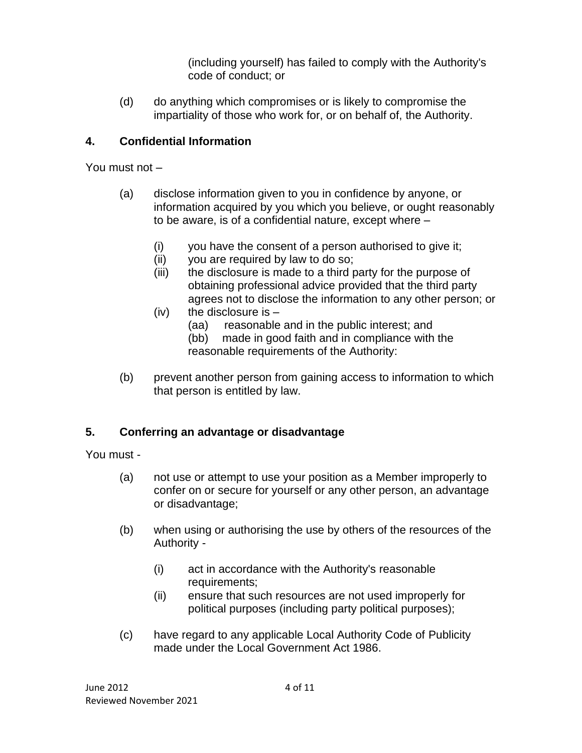(including yourself) has failed to comply with the Authority's code of conduct; or

(d) do anything which compromises or is likely to compromise the impartiality of those who work for, or on behalf of, the Authority.

## 4. Confidential Information

You must not –

(a) disclose information given to you in confidence by anyone, or information acquired by you which you believe, or ought reasonably to be aware, is of a confidential nature, except where –

  (i) you have the consent of a person authorised to give it;
  (ii) you are required by law to do so;
  (iii) the disclosure is made to a third party for the purpose of obtaining professional advice provided that the third party agrees not to disclose the information to any other person; or
  (iv) the disclosure is –
    (aa) reasonable and in the public interest; and
    (bb) made in good faith and in compliance with the reasonable requirements of the Authority:

(b) prevent another person from gaining access to information to which that person is entitled by law.

## 5. Conferring an advantage or disadvantage

You must -

(a) not use or attempt to use your position as a Member improperly to confer on or secure for yourself or any other person, an advantage or disadvantage;

(b) when using or authorising the use by others of the resources of the Authority -

  (i) act in accordance with the Authority's reasonable requirements;
  (ii) ensure that such resources are not used improperly for political purposes (including party political purposes);

(c) have regard to any applicable Local Authority Code of Publicity made under the Local Government Act 1986.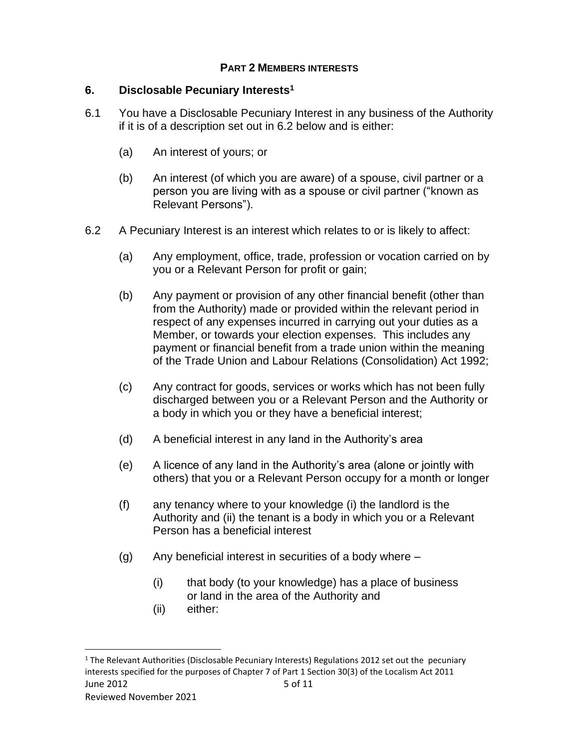**PART 2 MEMBERS INTERESTS**

## 6. Disclosable Pecuniary Interests[1]

6.1 You have a Disclosable Pecuniary Interest in any business of the Authority if it is of a description set out in 6.2 below and is either:

(a) An interest of yours; or

(b) An interest (of which you are aware) of a spouse, civil partner or a person you are living with as a spouse or civil partner ("known as Relevant Persons").

6.2 A Pecuniary Interest is an interest which relates to or is likely to affect:

(a) Any employment, office, trade, profession or vocation carried on by you or a Relevant Person for profit or gain;

(b) Any payment or provision of any other financial benefit (other than from the Authority) made or provided within the relevant period in respect of any expenses incurred in carrying out your duties as a Member, or towards your election expenses. This includes any payment or financial benefit from a trade union within the meaning of the Trade Union and Labour Relations (Consolidation) Act 1992;

(c) Any contract for goods, services or works which has not been fully discharged between you or a Relevant Person and the Authority or a body in which you or they have a beneficial interest;

(d) A beneficial interest in any land in the Authority's area

(e) A licence of any land in the Authority's area (alone or jointly with others) that you or a Relevant Person occupy for a month or longer

(f) any tenancy where to your knowledge (i) the landlord is the Authority and (ii) the tenant is a body in which you or a Relevant Person has a beneficial interest

(g) Any beneficial interest in securities of a body where –

(i) that body (to your knowledge) has a place of business or land in the area of the Authority and

(ii) either:

---

[1] The Relevant Authorities (Disclosable Pecuniary Interests) Regulations 2012 set out the pecuniary interests specified for the purposes of Chapter 7 of Part 1 Section 30(3) of the Localism Act 2011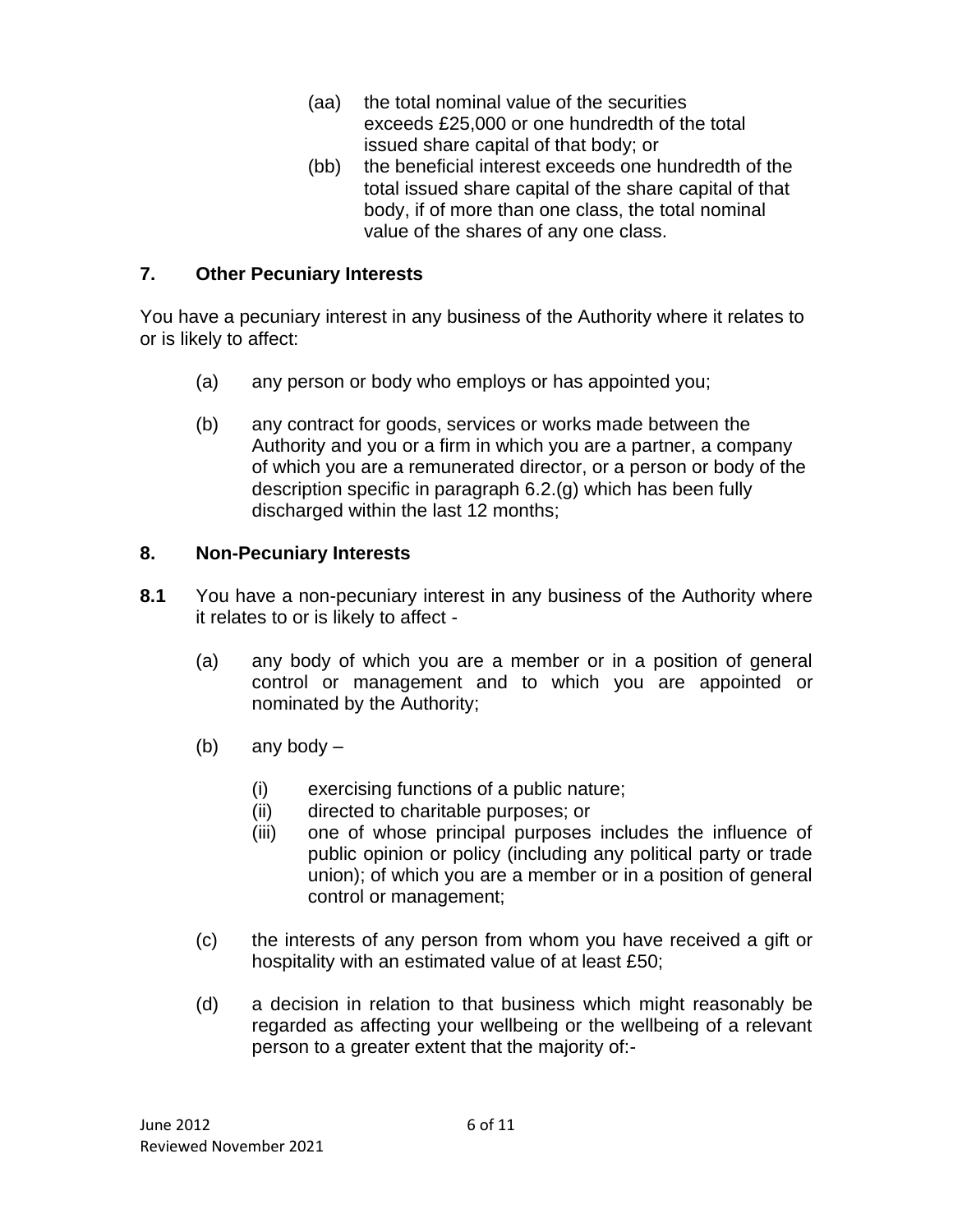(aa) the total nominal value of the securities exceeds £25,000 or one hundredth of the total issued share capital of that body; or

(bb) the beneficial interest exceeds one hundredth of the total issued share capital of the share capital of that body, if of more than one class, the total nominal value of the shares of any one class.

## 7. Other Pecuniary Interests

You have a pecuniary interest in any business of the Authority where it relates to or is likely to affect:

(a) any person or body who employs or has appointed you;

(b) any contract for goods, services or works made between the Authority and you or a firm in which you are a partner, a company of which you are a remunerated director, or a person or body of the description specific in paragraph 6.2.(g) which has been fully discharged within the last 12 months;

## 8. Non-Pecuniary Interests

**8.1** You have a non-pecuniary interest in any business of the Authority where it relates to or is likely to affect -

(a) any body of which you are a member or in a position of general control or management and to which you are appointed or nominated by the Authority;

(b) any body –

(i) exercising functions of a public nature;
(ii) directed to charitable purposes; or
(iii) one of whose principal purposes includes the influence of public opinion or policy (including any political party or trade union); of which you are a member or in a position of general control or management;

(c) the interests of any person from whom you have received a gift or hospitality with an estimated value of at least £50;

(d) a decision in relation to that business which might reasonably be regarded as affecting your wellbeing or the wellbeing of a relevant person to a greater extent that the majority of:-

June 2012
Reviewed November 2021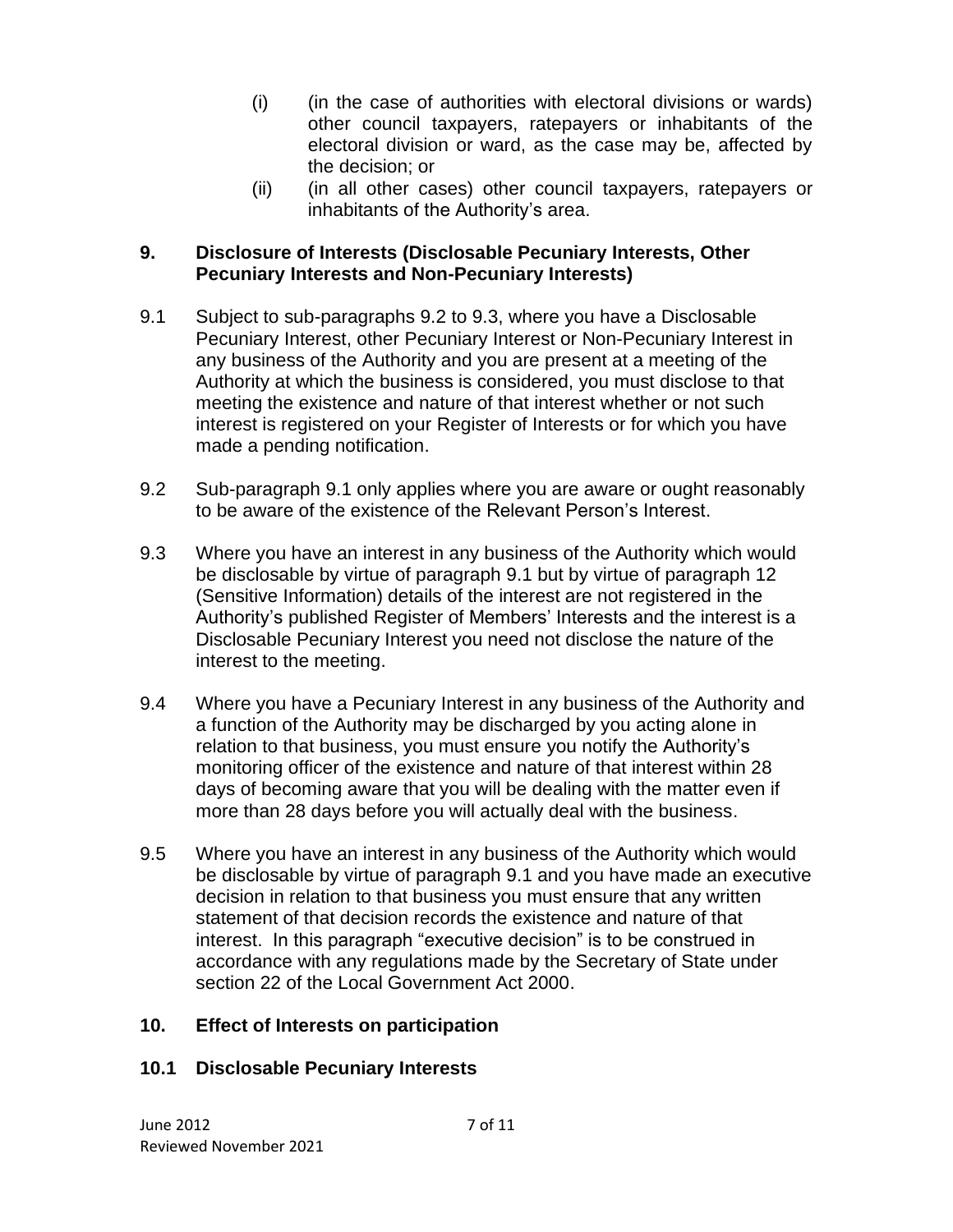(i) (in the case of authorities with electoral divisions or wards) other council taxpayers, ratepayers or inhabitants of the electoral division or ward, as the case may be, affected by the decision; or

(ii) (in all other cases) other council taxpayers, ratepayers or inhabitants of the Authority's area.

## 9. Disclosure of Interests (Disclosable Pecuniary Interests, Other Pecuniary Interests and Non-Pecuniary Interests)

9.1 Subject to sub-paragraphs 9.2 to 9.3, where you have a Disclosable Pecuniary Interest, other Pecuniary Interest or Non-Pecuniary Interest in any business of the Authority and you are present at a meeting of the Authority at which the business is considered, you must disclose to that meeting the existence and nature of that interest whether or not such interest is registered on your Register of Interests or for which you have made a pending notification.

9.2 Sub-paragraph 9.1 only applies where you are aware or ought reasonably to be aware of the existence of the Relevant Person's Interest.

9.3 Where you have an interest in any business of the Authority which would be disclosable by virtue of paragraph 9.1 but by virtue of paragraph 12 (Sensitive Information) details of the interest are not registered in the Authority's published Register of Members' Interests and the interest is a Disclosable Pecuniary Interest you need not disclose the nature of the interest to the meeting.

9.4 Where you have a Pecuniary Interest in any business of the Authority and a function of the Authority may be discharged by you acting alone in relation to that business, you must ensure you notify the Authority's monitoring officer of the existence and nature of that interest within 28 days of becoming aware that you will be dealing with the matter even if more than 28 days before you will actually deal with the business.

9.5 Where you have an interest in any business of the Authority which would be disclosable by virtue of paragraph 9.1 and you have made an executive decision in relation to that business you must ensure that any written statement of that decision records the existence and nature of that interest. In this paragraph "executive decision" is to be construed in accordance with any regulations made by the Secretary of State under section 22 of the Local Government Act 2000.

## 10. Effect of Interests on participation

### 10.1 Disclosable Pecuniary Interests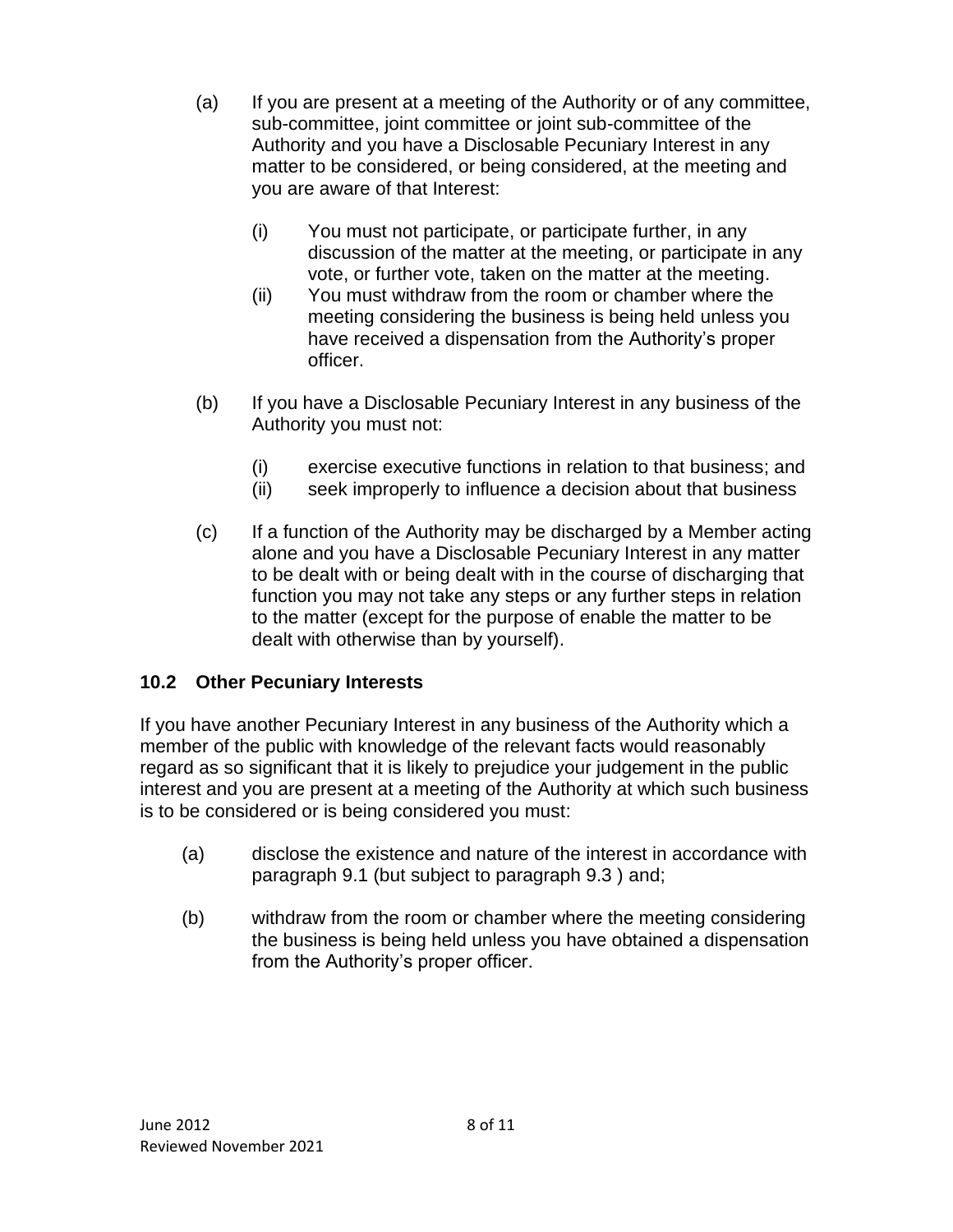(a) If you are present at a meeting of the Authority or of any committee, sub-committee, joint committee or joint sub-committee of the Authority and you have a Disclosable Pecuniary Interest in any matter to be considered, or being considered, at the meeting and you are aware of that Interest:

    (i) You must not participate, or participate further, in any discussion of the matter at the meeting, or participate in any vote, or further vote, taken on the matter at the meeting.
    (ii) You must withdraw from the room or chamber where the meeting considering the business is being held unless you have received a dispensation from the Authority's proper officer.

(b) If you have a Disclosable Pecuniary Interest in any business of the Authority you must not:

    (i) exercise executive functions in relation to that business; and
    (ii) seek improperly to influence a decision about that business

(c) If a function of the Authority may be discharged by a Member acting alone and you have a Disclosable Pecuniary Interest in any matter to be dealt with or being dealt with in the course of discharging that function you may not take any steps or any further steps in relation to the matter (except for the purpose of enable the matter to be dealt with otherwise than by yourself).

### 10.2 Other Pecuniary Interests

If you have another Pecuniary Interest in any business of the Authority which a member of the public with knowledge of the relevant facts would reasonably regard as so significant that it is likely to prejudice your judgement in the public interest and you are present at a meeting of the Authority at which such business is to be considered or is being considered you must:

(a) disclose the existence and nature of the interest in accordance with paragraph 9.1 (but subject to paragraph 9.3 ) and;

(b) withdraw from the room or chamber where the meeting considering the business is being held unless you have obtained a dispensation from the Authority's proper officer.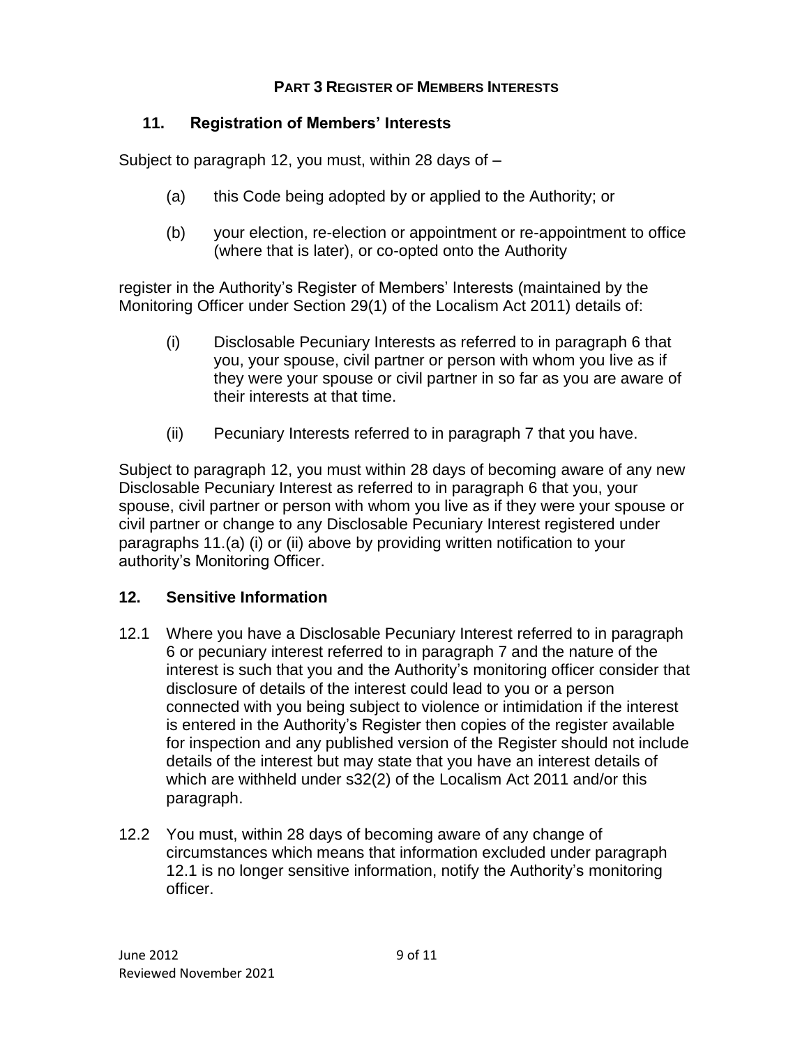## PART 3 REGISTER OF MEMBERS INTERESTS

### 11. Registration of Members' Interests

Subject to paragraph 12, you must, within 28 days of –

(a) this Code being adopted by or applied to the Authority; or

(b) your election, re-election or appointment or re-appointment to office (where that is later), or co-opted onto the Authority

register in the Authority's Register of Members' Interests (maintained by the Monitoring Officer under Section 29(1) of the Localism Act 2011) details of:

(i) Disclosable Pecuniary Interests as referred to in paragraph 6 that you, your spouse, civil partner or person with whom you live as if they were your spouse or civil partner in so far as you are aware of their interests at that time.

(ii) Pecuniary Interests referred to in paragraph 7 that you have.

Subject to paragraph 12, you must within 28 days of becoming aware of any new Disclosable Pecuniary Interest as referred to in paragraph 6 that you, your spouse, civil partner or person with whom you live as if they were your spouse or civil partner or change to any Disclosable Pecuniary Interest registered under paragraphs 11.(a) (i) or (ii) above by providing written notification to your authority's Monitoring Officer.

### 12. Sensitive Information

12.1 Where you have a Disclosable Pecuniary Interest referred to in paragraph 6 or pecuniary interest referred to in paragraph 7 and the nature of the interest is such that you and the Authority's monitoring officer consider that disclosure of details of the interest could lead to you or a person connected with you being subject to violence or intimidation if the interest is entered in the Authority's Register then copies of the register available for inspection and any published version of the Register should not include details of the interest but may state that you have an interest details of which are withheld under s32(2) of the Localism Act 2011 and/or this paragraph.

12.2 You must, within 28 days of becoming aware of any change of circumstances which means that information excluded under paragraph 12.1 is no longer sensitive information, notify the Authority's monitoring officer.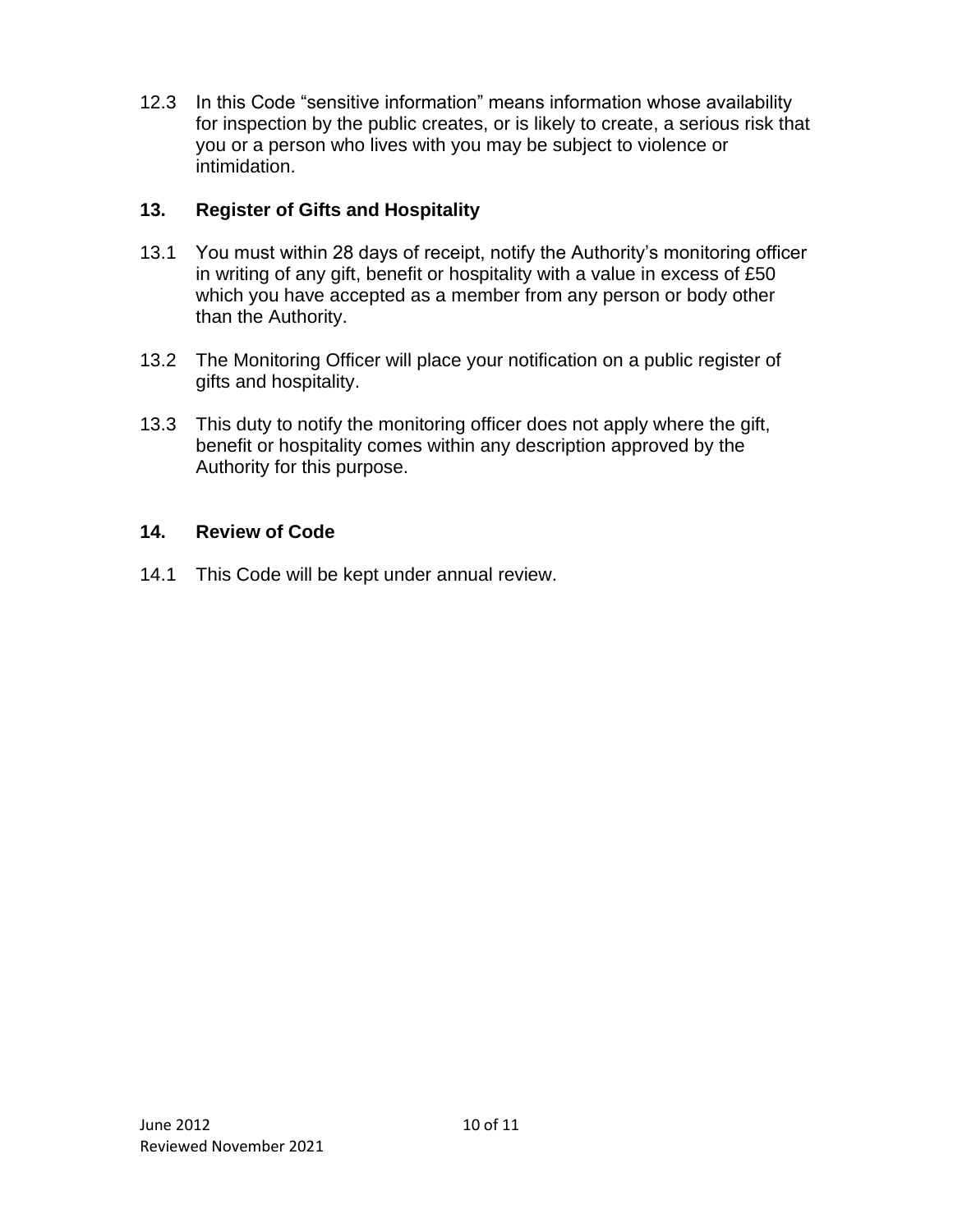12.3 In this Code "sensitive information" means information whose availability for inspection by the public creates, or is likely to create, a serious risk that you or a person who lives with you may be subject to violence or intimidation.

## 13. Register of Gifts and Hospitality

13.1 You must within 28 days of receipt, notify the Authority's monitoring officer in writing of any gift, benefit or hospitality with a value in excess of £50 which you have accepted as a member from any person or body other than the Authority.

13.2 The Monitoring Officer will place your notification on a public register of gifts and hospitality.

13.3 This duty to notify the monitoring officer does not apply where the gift, benefit or hospitality comes within any description approved by the Authority for this purpose.

## 14. Review of Code

14.1 This Code will be kept under annual review.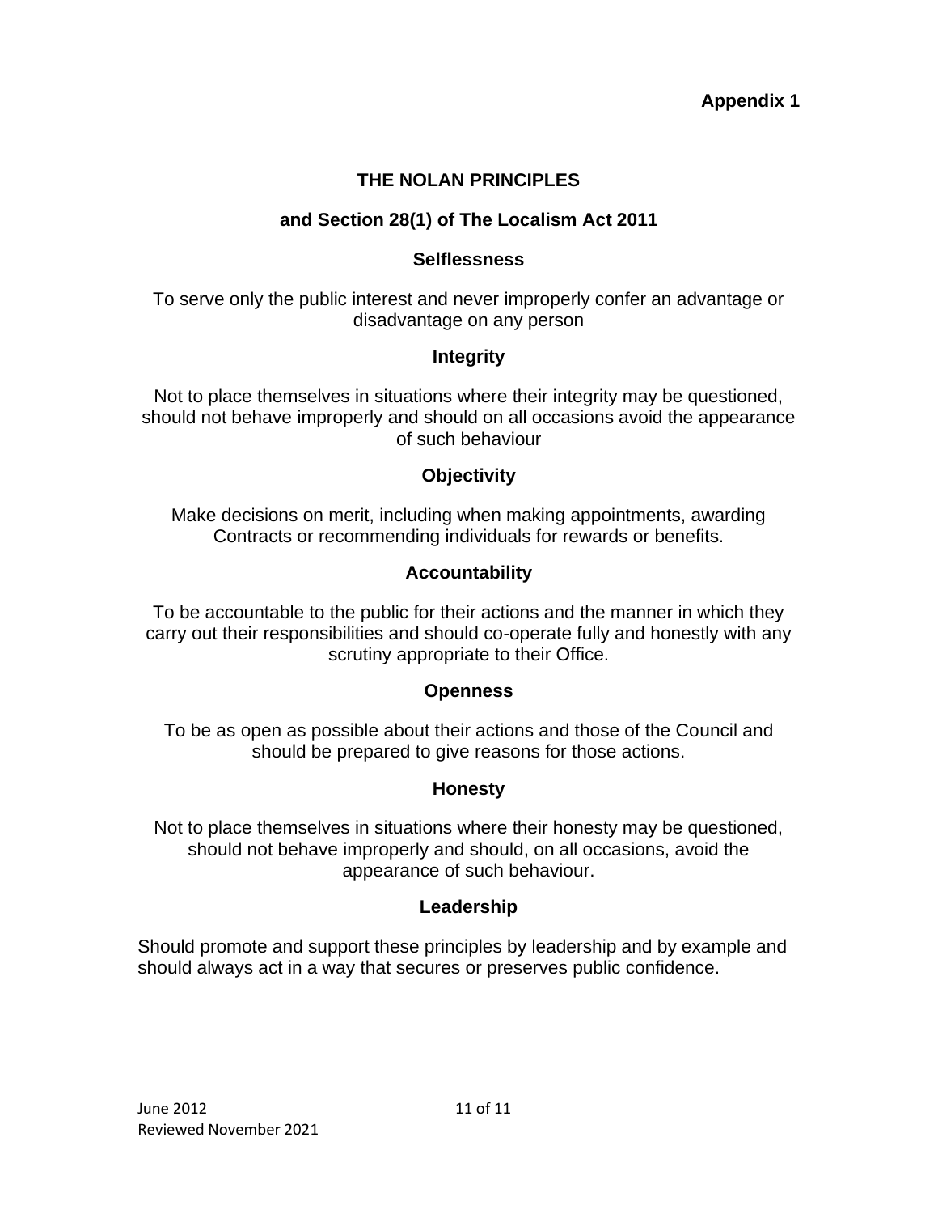**Appendix 1**

# THE NOLAN PRINCIPLES

## and Section 28(1) of The Localism Act 2011

### Selflessness

To serve only the public interest and never improperly confer an advantage or disadvantage on any person

### Integrity

Not to place themselves in situations where their integrity may be questioned, should not behave improperly and should on all occasions avoid the appearance of such behaviour

### Objectivity

Make decisions on merit, including when making appointments, awarding Contracts or recommending individuals for rewards or benefits.

### Accountability

To be accountable to the public for their actions and the manner in which they carry out their responsibilities and should co-operate fully and honestly with any scrutiny appropriate to their Office.

### Openness

To be as open as possible about their actions and those of the Council and should be prepared to give reasons for those actions.

### Honesty

Not to place themselves in situations where their honesty may be questioned, should not behave improperly and should, on all occasions, avoid the appearance of such behaviour.

### Leadership

Should promote and support these principles by leadership and by example and should always act in a way that secures or preserves public confidence.

June 2012
Reviewed November 2021